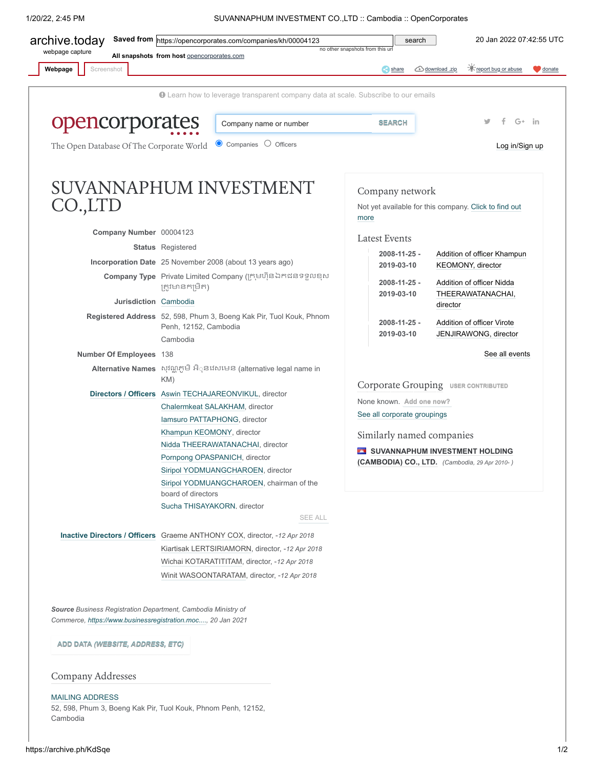archive.today webpage capture | Saved from https://opencorporates.com/companies/kh/00004123 | 20 Jan 2022 07:42:55 UTC

All snapshots from host opencorporates.com

Webpage | Screenshot

Learn how to leverage transparent company data at scale. Subscribe to our emails

opencorporates

The Open Database Of The Corporate World

Companies | Officers

Log in/Sign up

# SUVANNAPHUM INVESTMENT CO.,LTD

**Company Number** 00004123

**Status** Registered

**Incorporation Date** 25 November 2008 (about 13 years ago)

**Company Type** Private Limited Company (ក្រុមហ៊ុនឯកជនទទួលខុសត្រូវមានកម្រិត)

**Jurisdiction** Cambodia

**Registered Address** 52, 598, Phum 3, Boeng Kak Pir, Tuol Kouk, Phnom Penh, 12152, Cambodia
Cambodia

**Number Of Employees** 138

**Alternative Names** សុវណ្ណភូមិ អិុនវេសមេន (alternative legal name in KM)

**Directors / Officers**
- Aswin TECHAJAREONVIKUL, director
- Chalermkeat SALAKHAM, director
- Iamsuro PATTAPHONG, director
- Khampun KEOMONY, director
- Nidda THEERAWATANACHAI, director
- Pornpong OPASPANICH, director
- Siripol YODMUANGCHAROEN, director
- Siripol YODMUANGCHAROEN, chairman of the board of directors
- Sucha THISAYAKORN, director

SEE ALL

**Inactive Directors / Officers**
- Graeme ANTHONY COX, director, *-12 Apr 2018*
- Kiartisak LERTSIRIAMORN, director, *-12 Apr 2018*
- Wichai KOTARATITITAM, director, *-12 Apr 2018*
- Winit WASOONTARATAM, director, *-12 Apr 2018*

***Source*** *Business Registration Department, Cambodia Ministry of Commerce, https://www.businessregistration.moc...., 20 Jan 2021*

ADD DATA (WEBSITE, ADDRESS, ETC)

## Company Addresses

MAILING ADDRESS
52, 598, Phum 3, Boeng Kak Pir, Tuol Kouk, Phnom Penh, 12152, Cambodia

## Company network

Not yet available for this company. Click to find out more

## Latest Events

- **2008-11-25 - 2019-03-10** Addition of officer Khampun KEOMONY, director
- **2008-11-25 - 2019-03-10** Addition of officer Nidda THEERAWATANACHAI, director
- **2008-11-25 - 2019-03-10** Addition of officer Virote JENJIRAWONG, director

See all events

## Corporate Grouping USER CONTRIBUTED

None known. Add one now?

See all corporate groupings

## Similarly named companies

**SUVANNAPHUM INVESTMENT HOLDING (CAMBODIA) CO., LTD.** *(Cambodia, 29 Apr 2010- )*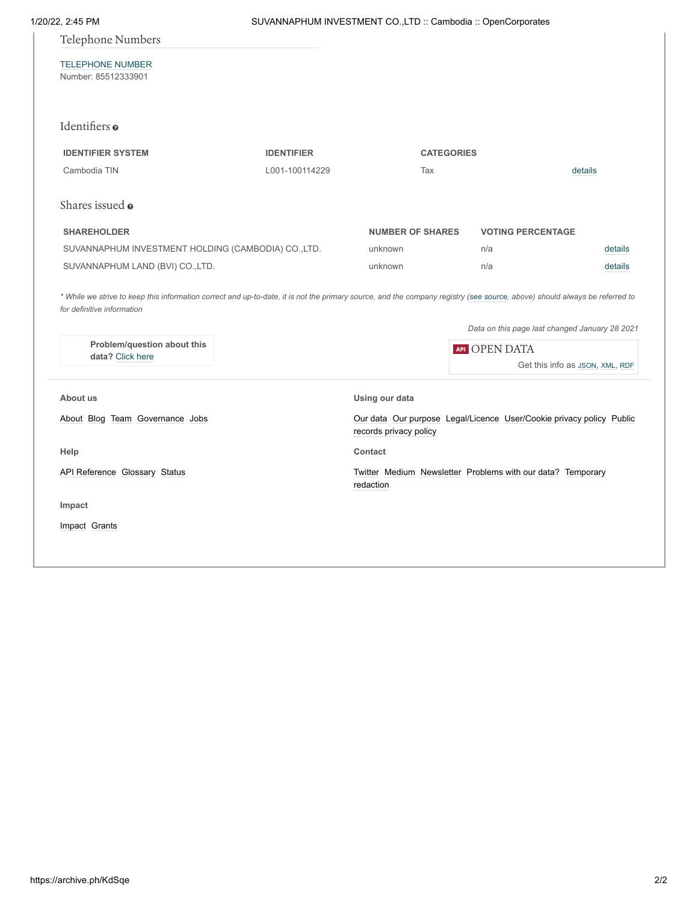## Telephone Numbers

TELEPHONE NUMBER
Number: 85512333901

## Identifiers

| IDENTIFIER SYSTEM | IDENTIFIER | CATEGORIES | |
|---|---|---|---|
| Cambodia TIN | L001-100114229 | Tax | details |

## Shares issued

| SHAREHOLDER | NUMBER OF SHARES | VOTING PERCENTAGE | |
|---|---|---|---|
| SUVANNAPHUM INVESTMENT HOLDING (CAMBODIA) CO.,LTD. | unknown | n/a | details |
| SUVANNAPHUM LAND (BVI) CO.,LTD. | unknown | n/a | details |

*\* While we strive to keep this information correct and up-to-date, it is not the primary source, and the company registry (see source, above) should always be referred to for definitive information*

*Data on this page last changed January 28 2021*

**Problem/question about this data?** Click here

API OPEN DATA
Get this info as JSON, XML, RDF

**About us**

About Blog Team Governance Jobs

**Using our data**

Our data Our purpose Legal/Licence User/Cookie privacy policy Public records privacy policy

**Help**

API Reference Glossary Status

**Contact**

Twitter Medium Newsletter Problems with our data? Temporary redaction

**Impact**

Impact Grants